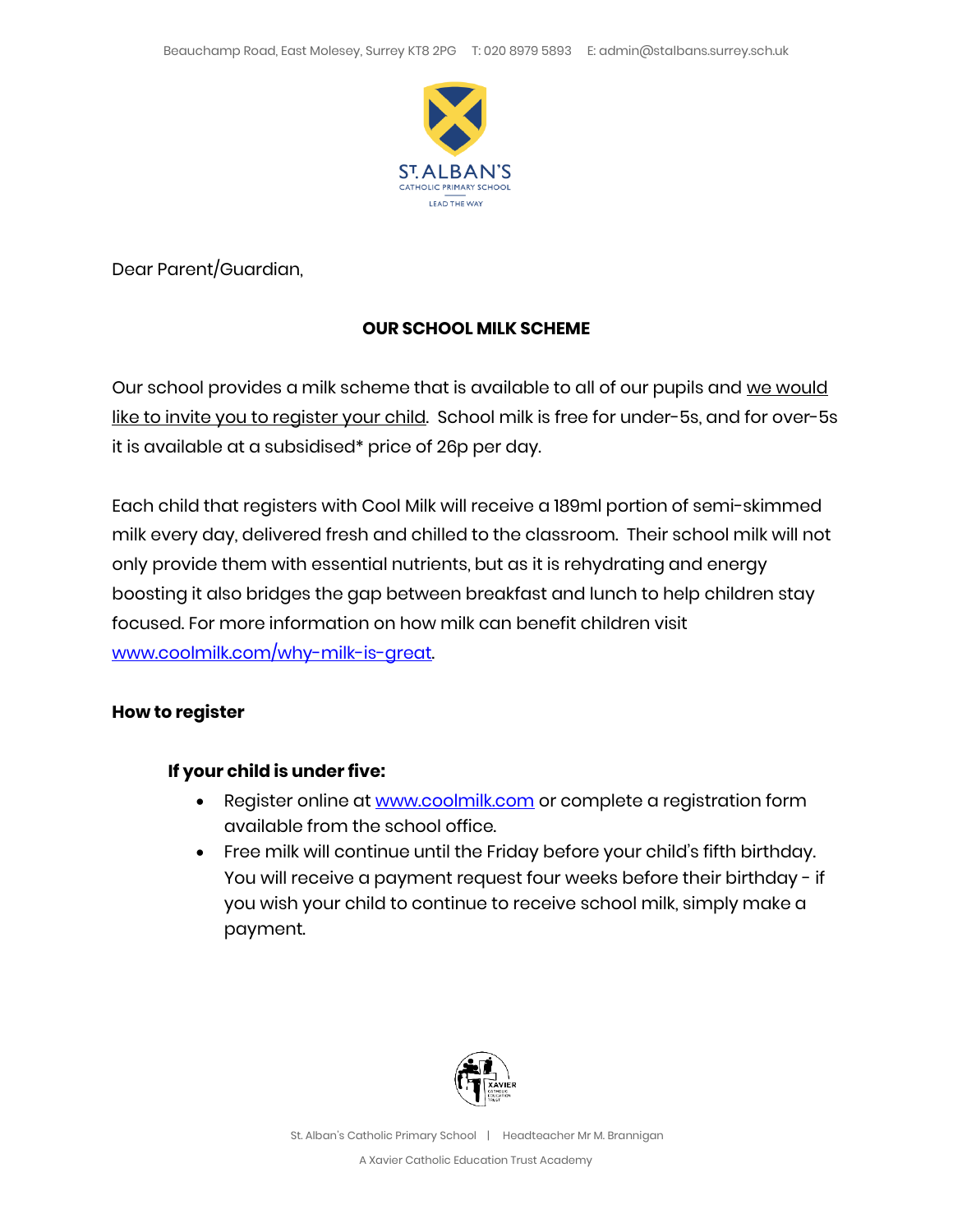Beauchamp Road, East Molesey, Surrey KT8 2PG T: 020 8979 5893 E: admin@stalbans.surrey.sch.uk

ST. ALBAN'S
CATHOLIC PRIMARY SCHOOL
LEAD THE WAY

Dear Parent/Guardian,

**OUR SCHOOL MILK SCHEME**

Our school provides a milk scheme that is available to all of our pupils and we would like to invite you to register your child. School milk is free for under-5s, and for over-5s it is available at a subsidised* price of 26p per day.

Each child that registers with Cool Milk will receive a 189ml portion of semi-skimmed milk every day, delivered fresh and chilled to the classroom. Their school milk will not only provide them with essential nutrients, but as it is rehydrating and energy boosting it also bridges the gap between breakfast and lunch to help children stay focused. For more information on how milk can benefit children visit www.coolmilk.com/why-milk-is-great.

**How to register**

**If your child is under five:**

- Register online at www.coolmilk.com or complete a registration form available from the school office.
- Free milk will continue until the Friday before your child's fifth birthday. You will receive a payment request four weeks before their birthday - if you wish your child to continue to receive school milk, simply make a payment.

St. Alban's Catholic Primary School | Headteacher Mr M. Brannigan

A Xavier Catholic Education Trust Academy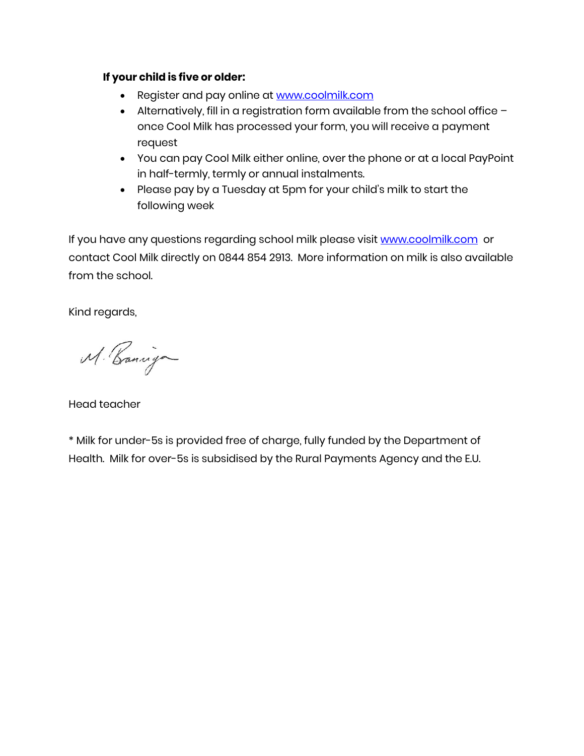**If your child is five or older:**

- Register and pay online at www.coolmilk.com
- Alternatively, fill in a registration form available from the school office – once Cool Milk has processed your form, you will receive a payment request
- You can pay Cool Milk either online, over the phone or at a local PayPoint in half-termly, termly or annual instalments.
- Please pay by a Tuesday at 5pm for your child's milk to start the following week

If you have any questions regarding school milk please visit www.coolmilk.com or contact Cool Milk directly on 0844 854 2913. More information on milk is also available from the school.

Kind regards,

M. Brannigan

Head teacher

* Milk for under-5s is provided free of charge, fully funded by the Department of Health. Milk for over-5s is subsidised by the Rural Payments Agency and the E.U.